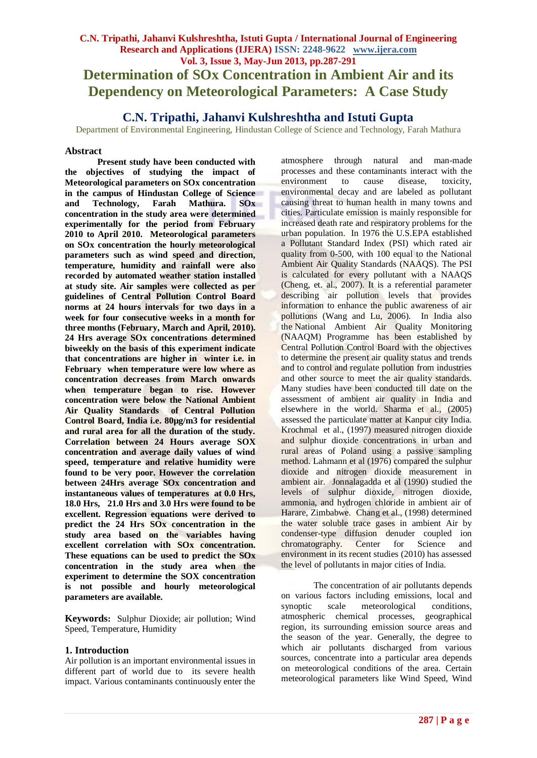# Determination of SOx Concentration in Ambient Air and its Dependency on Meteorological Parameters: A Case Study

## C.N. Tripathi, Jahanvi Kulshreshtha and Istuti Gupta

Department of Environmental Engineering, Hindustan College of Science and Technology, Farah Mathura

### Abstract

**Present study have been conducted with the objectives of studying the impact of Meteorological parameters on SOx concentration in the campus of Hindustan College of Science and Technology, Farah Mathura. SOx concentration in the study area were determined experimentally for the period from February 2010 to April 2010. Meteorological parameters on SOx concentration the hourly meteorological parameters such as wind speed and direction, temperature, humidity and rainfall were also recorded by automated weather station installed at study site. Air samples were collected as per guidelines of Central Pollution Control Board norms at 24 hours intervals for two days in a week for four consecutive weeks in a month for three months (February, March and April, 2010). 24 Hrs average SOx concentrations determined biweekly on the basis of this experiment indicate that concentrations are higher in winter i.e. in February when temperature were low where as concentration decreases from March onwards when temperature began to rise. However concentration were below the National Ambient Air Quality Standards of Central Pollution Control Board, India i.e. 80µg/m3 for residential and rural area for all the duration of the study. Correlation between 24 Hours average SOX concentration and average daily values of wind speed, temperature and relative humidity were found to be very poor. However the correlation between 24Hrs average SOx concentration and instantaneous values of temperatures at 0.0 Hrs, 18.0 Hrs, 21.0 Hrs and 3.0 Hrs were found to be excellent. Regression equations were derived to predict the 24 Hrs SOx concentration in the study area based on the variables having excellent correlation with SOx concentration. These equations can be used to predict the SOx concentration in the study area when the experiment to determine the SOX concentration is not possible and hourly meteorological parameters are available.**

**Keywords:** Sulphur Dioxide; air pollution; Wind Speed, Temperature, Humidity

### 1. Introduction

Air pollution is an important environmental issues in different part of world due to its severe health impact. Various contaminants continuously enter the atmosphere through natural and man-made processes and these contaminants interact with the environment to cause disease, toxicity, environmental decay and are labeled as pollutant causing threat to human health in many towns and cities. Particulate emission is mainly responsible for increased death rate and respiratory problems for the urban population. In 1976 the U.S.EPA established a Pollutant Standard Index (PSI) which rated air quality from 0-500, with 100 equal to the National Ambient Air Quality Standards (NAAQS). The PSI is calculated for every pollutant with a NAAQS (Cheng, et. al., 2007). It is a referential parameter describing air pollution levels that provides information to enhance the public awareness of air pollutions (Wang and Lu, 2006). In India also the National Ambient Air Quality Monitoring (NAAQM) Programme has been established by Central Pollution Control Board with the objectives to determine the present air quality status and trends and to control and regulate pollution from industries and other source to meet the air quality standards. Many studies have been conducted till date on the assessment of ambient air quality in India and elsewhere in the world. Sharma et al., (2005) assessed the particulate matter at Kanpur city India. Krochmal et al., (1997) measured nitrogen dioxide and sulphur dioxide concentrations in urban and rural areas of Poland using a passive sampling method. Lahmann et al (1976) compared the sulphur dioxide and nitrogen dioxide measurement in ambient air. Jonnalagadda et al (1990) studied the levels of sulphur dioxide, nitrogen dioxide, ammonia, and hydrogen chloride in ambient air of Harare, Zimbabwe. Chang et al., (1998) determined the water soluble trace gases in ambient Air by condenser-type diffusion denuder coupled ion chromatography. Center for Science and environment in its recent studies (2010) has assessed the level of pollutants in major cities of India.

The concentration of air pollutants depends on various factors including emissions, local and synoptic scale meteorological conditions, atmospheric chemical processes, geographical region, its surrounding emission source areas and the season of the year. Generally, the degree to which air pollutants discharged from various sources, concentrate into a particular area depends on meteorological conditions of the area. Certain meteorological parameters like Wind Speed, Wind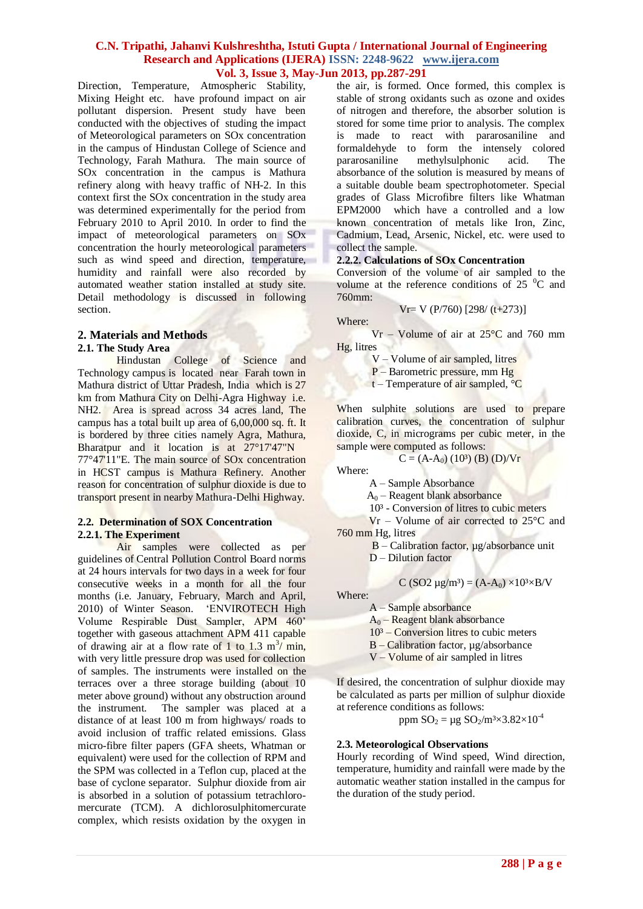Direction, Temperature, Atmospheric Stability, Mixing Height etc. have profound impact on air pollutant dispersion. Present study have been conducted with the objectives of studing the impact of Meteorological parameters on SOx concentration in the campus of Hindustan College of Science and Technology, Farah Mathura. The main source of SOx concentration in the campus is Mathura refinery along with heavy traffic of NH-2. In this context first the SOx concentration in the study area was determined experimentally for the period from February 2010 to April 2010. In order to find the impact of meteorological parameters on SOx concentration the hourly meteorological parameters such as wind speed and direction, temperature, humidity and rainfall were also recorded by automated weather station installed at study site. Detail methodology is discussed in following section.

## 2. Materials and Methods

### 2.1. The Study Area

Hindustan College of Science and Technology campus is located near Farah town in Mathura district of Uttar Pradesh, India which is 27 km from Mathura City on Delhi-Agra Highway i.e. NH2. Area is spread across 34 acres land, The campus has a total built up area of 6,00,000 sq. ft. It is bordered by three cities namely Agra, Mathura, Bharatpur and it location is at 27°17'47"N 77°47'11"E. The main source of SOx concentration in HCST campus is Mathura Refinery. Another reason for concentration of sulphur dioxide is due to transport present in nearby Mathura-Delhi Highway.

### 2.2. Determination of SOX Concentration

#### 2.2.1. The Experiment

Air samples were collected as per guidelines of Central Pollution Control Board norms at 24 hours intervals for two days in a week for four consecutive weeks in a month for all the four months (i.e. January, February, March and April, 2010) of Winter Season. 'ENVIROTECH High Volume Respirable Dust Sampler, APM 460' together with gaseous attachment APM 411 capable of drawing air at a flow rate of 1 to 1.3 $m^3$/ min, with very little pressure drop was used for collection of samples. The instruments were installed on the terraces over a three storage building (about 10 meter above ground) without any obstruction around the instrument. The sampler was placed at a distance of at least 100 m from highways/ roads to avoid inclusion of traffic related emissions. Glass micro-fibre filter papers (GFA sheets, Whatman or equivalent) were used for the collection of RPM and the SPM was collected in a Teflon cup, placed at the base of cyclone separator. Sulphur dioxide from air is absorbed in a solution of potassium tetrachloro-mercurate (TCM). A dichlorosulphitomercurate complex, which resists oxidation by the oxygen in the air, is formed. Once formed, this complex is stable of strong oxidants such as ozone and oxides of nitrogen and therefore, the absorber solution is stored for some time prior to analysis. The complex is made to react with pararosaniline and formaldehyde to form the intensely colored pararosaniline methylsulphonic acid. The absorbance of the solution is measured by means of a suitable double beam spectrophotometer. Special grades of Glass Microfibre filters like Whatman EPM2000 which have a controlled and a low known concentration of metals like Iron, Zinc, Cadmium, Lead, Arsenic, Nickel, etc. were used to collect the sample.

#### 2.2.2. Calculations of SOx Concentration

Conversion of the volume of air sampled to the volume at the reference conditions of 25 $^0$C and 760mm:

$$V_r = V\,(P/760)\,[298/(t+273)]$$

Where:

$V_r$ – Volume of air at 25°C and 760 mm Hg, litres

$V$ – Volume of air sampled, litres

$P$ – Barometric pressure, mm Hg

$t$ – Temperature of air sampled, °C

When sulphite solutions are used to prepare calibration curves, the concentration of sulphur dioxide, C, in micrograms per cubic meter, in the sample were computed as follows:

$$C = (A-A_0)\,(10^3)\,(B)\,(D)/V_r$$

Where:

$A$ – Sample Absorbance

$A_0$ – Reagent blank absorbance

$10^3$ - Conversion of litres to cubic meters

$V_r$ – Volume of air corrected to 25°C and 760 mm Hg, litres

$B$ – Calibration factor, µg/absorbance unit

$D$ – Dilution factor

$$C\,(SO_2\ \mu g/m^3) = (A-A_0) \times 10^3 \times B/V$$

Where:

$A$ – Sample absorbance

$A_0$ – Reagent blank absorbance

$10^3$ – Conversion litres to cubic meters

$B$ – Calibration factor, µg/absorbance

$V$ – Volume of air sampled in litres

If desired, the concentration of sulphur dioxide may be calculated as parts per million of sulphur dioxide at reference conditions as follows:

$$ppm\ SO_2 = \mu g\ SO_2/m^3 \times 3.82 \times 10^{-4}$$

### 2.3. Meteorological Observations

Hourly recording of Wind speed, Wind direction, temperature, humidity and rainfall were made by the automatic weather station installed in the campus for the duration of the study period.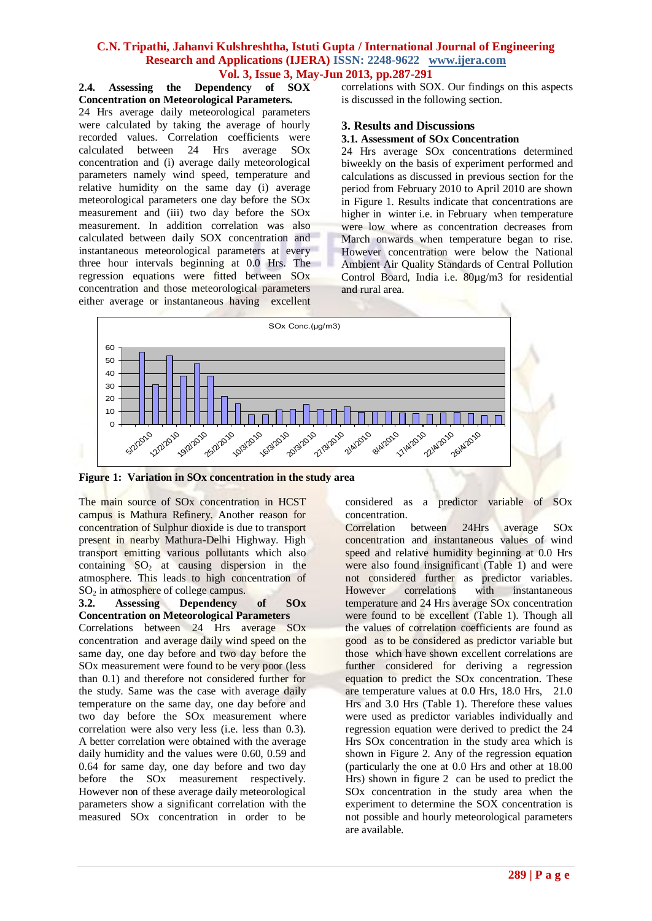### 2.4. Assessing the Dependency of SOX Concentration on Meteorological Parameters.

24 Hrs average daily meteorological parameters were calculated by taking the average of hourly recorded values. Correlation coefficients were calculated between 24 Hrs average SOx concentration and (i) average daily meteorological parameters namely wind speed, temperature and relative humidity on the same day (i) average meteorological parameters one day before the SOx measurement and (iii) two day before the SOx measurement. In addition correlation was also calculated between daily SOX concentration and instantaneous meteorological parameters at every three hour intervals beginning at 0.0 Hrs. The regression equations were fitted between SOx concentration and those meteorological parameters either average or instantaneous having excellent correlations with SOX. Our findings on this aspects is discussed in the following section.

## 3. Results and Discussions

### 3.1. Assessment of SOx Concentration

24 Hrs average SOx concentrations determined biweekly on the basis of experiment performed and calculations as discussed in previous section for the period from February 2010 to April 2010 are shown in Figure 1. Results indicate that concentrations are higher in winter i.e. in February when temperature were low where as concentration decreases from March onwards when temperature began to rise. However concentration were below the National Ambient Air Quality Standards of Central Pollution Control Board, India i.e. 80µg/m3 for residential and rural area.

**Figure 1: Variation in SOx concentration in the study area**

The main source of SOx concentration in HCST campus is Mathura Refinery. Another reason for concentration of Sulphur dioxide is due to transport present in nearby Mathura-Delhi Highway. High transport emitting various pollutants which also containing $SO_2$ at causing dispersion in the atmosphere. This leads to high concentration of $SO_2$ in atmosphere of college campus.

### 3.2. Assessing Dependency of SOx Concentration on Meteorological Parameters

Correlations between 24 Hrs average SOx concentration and average daily wind speed on the same day, one day before and two day before the SOx measurement were found to be very poor (less than 0.1) and therefore not considered further for the study. Same was the case with average daily temperature on the same day, one day before and two day before the SOx measurement where correlation were also very less (i.e. less than 0.3). A better correlation were obtained with the average daily humidity and the values were 0.60, 0.59 and 0.64 for same day, one day before and two day before the SOx measurement respectively. However non of these average daily meteorological parameters show a significant correlation with the measured SOx concentration in order to be considered as a predictor variable of SOx concentration.

Correlation between 24Hrs average SOx concentration and instantaneous values of wind speed and relative humidity beginning at 0.0 Hrs were also found insignificant (Table 1) and were not considered further as predictor variables. However correlations with instantaneous temperature and 24 Hrs average SOx concentration were found to be excellent (Table 1). Though all the values of correlation coefficients are found as good as to be considered as predictor variable but those which have shown excellent correlations are further considered for deriving a regression equation to predict the SOx concentration. These are temperature values at 0.0 Hrs, 18.0 Hrs, 21.0 Hrs and 3.0 Hrs (Table 1). Therefore these values were used as predictor variables individually and regression equation were derived to predict the 24 Hrs SOx concentration in the study area which is shown in Figure 2. Any of the regression equation (particularly the one at 0.0 Hrs and other at 18.00 Hrs) shown in figure 2 can be used to predict the SOx concentration in the study area when the experiment to determine the SOX concentration is not possible and hourly meteorological parameters are available.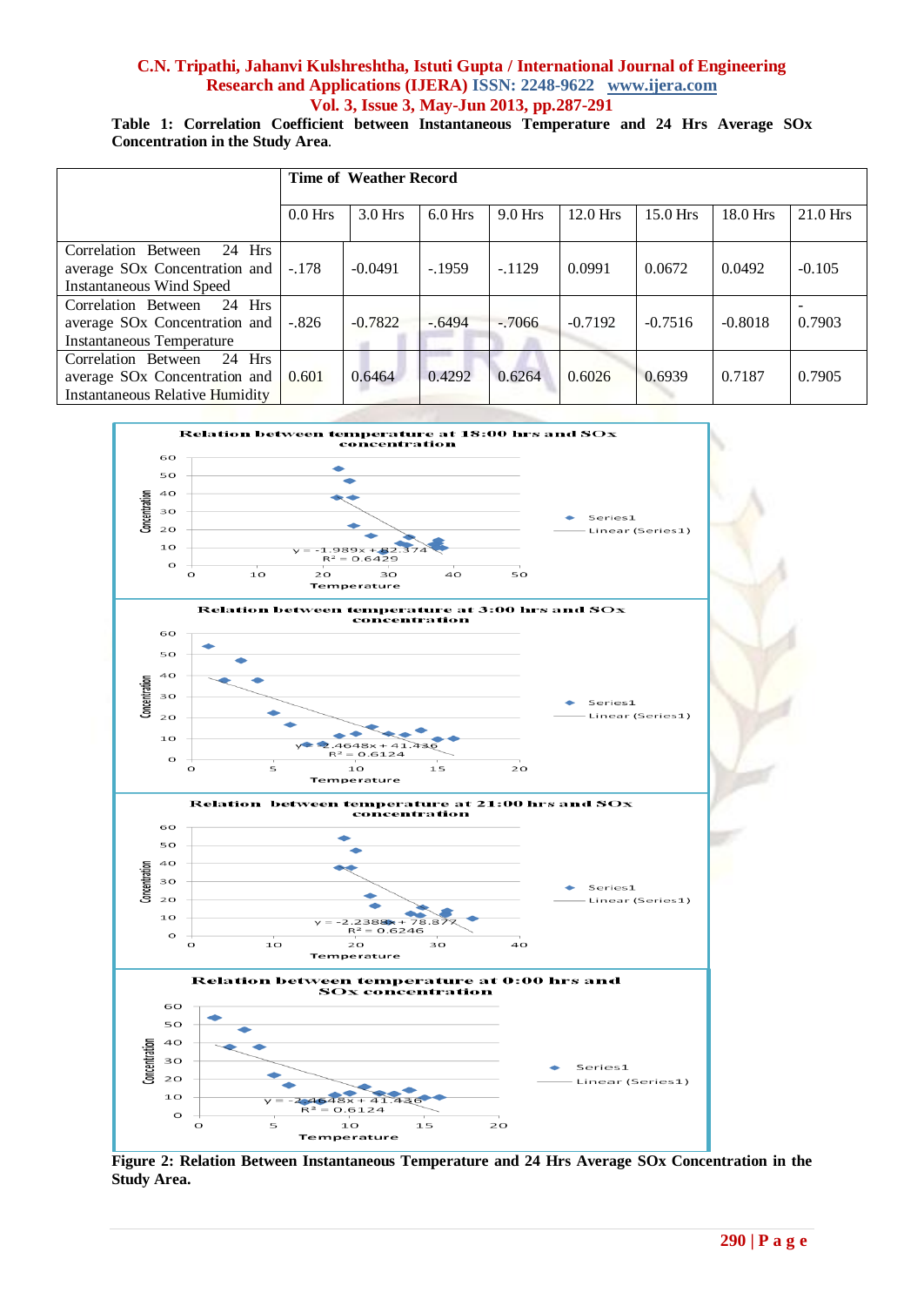**Table 1: Correlation Coefficient between Instantaneous Temperature and 24 Hrs Average SOx Concentration in the Study Area.**

| | Time of Weather Record | | | | | | | |
|---|---|---|---|---|---|---|---|---|
| | 0.0 Hrs | 3.0 Hrs | 6.0 Hrs | 9.0 Hrs | 12.0 Hrs | 15.0 Hrs | 18.0 Hrs | 21.0 Hrs |
| Correlation Between 24 Hrs average SOx Concentration and Instantaneous Wind Speed | -.178 | -0.0491 | -.1959 | -.1129 | 0.0991 | 0.0672 | 0.0492 | -0.105 |
| Correlation Between 24 Hrs average SOx Concentration and Instantaneous Temperature | -.826 | -0.7822 | -.6494 | -.7066 | -0.7192 | -0.7516 | -0.8018 | -0.7903 |
| Correlation Between 24 Hrs average SOx Concentration and Instantaneous Relative Humidity | 0.601 | 0.6464 | 0.4292 | 0.6264 | 0.6026 | 0.6939 | 0.7187 | 0.7905 |

**Figure 2: Relation Between Instantaneous Temperature and 24 Hrs Average SOx Concentration in the Study Area.**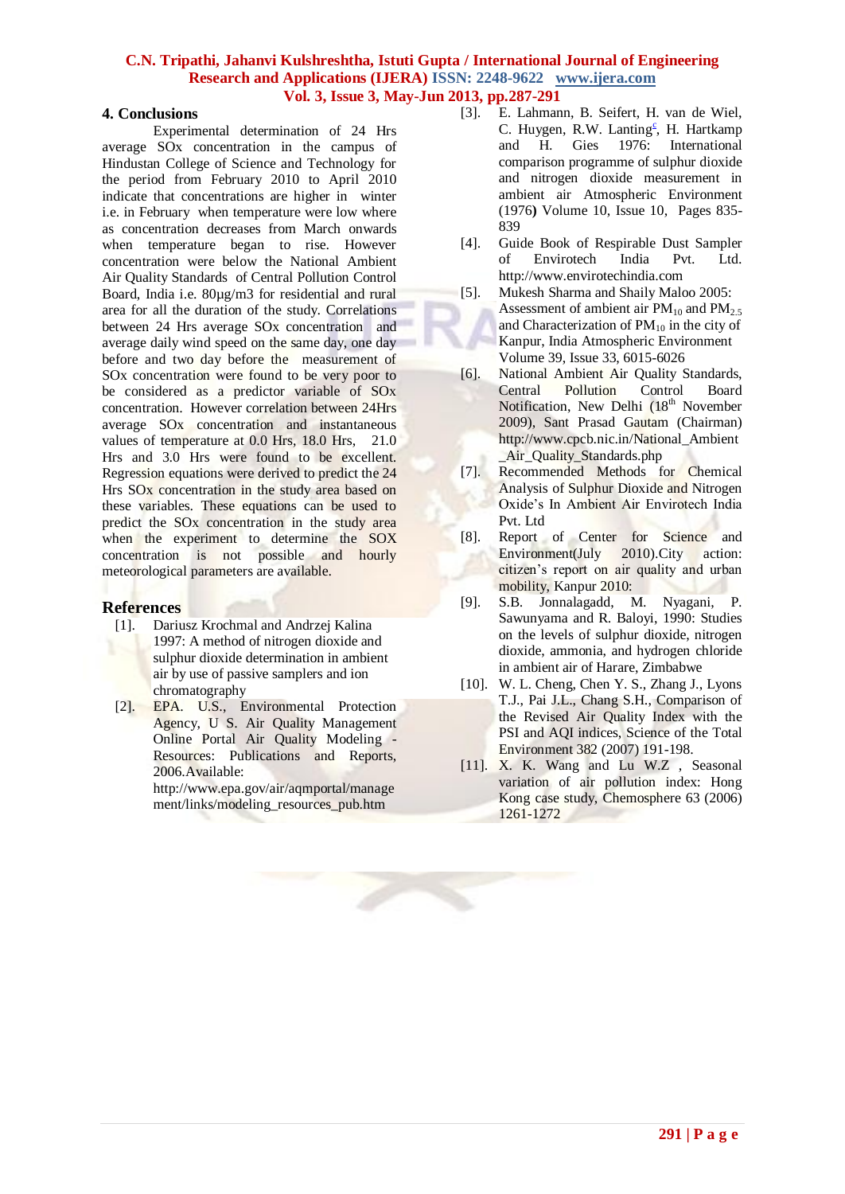## 4. Conclusions

Experimental determination of 24 Hrs average SOx concentration in the campus of Hindustan College of Science and Technology for the period from February 2010 to April 2010 indicate that concentrations are higher in winter i.e. in February when temperature were low where as concentration decreases from March onwards when temperature began to rise. However concentration were below the National Ambient Air Quality Standards of Central Pollution Control Board, India i.e. 80µg/m3 for residential and rural area for all the duration of the study. Correlations between 24 Hrs average SOx concentration and average daily wind speed on the same day, one day before and two day before the measurement of SOx concentration were found to be very poor to be considered as a predictor variable of SOx concentration. However correlation between 24Hrs average SOx concentration and instantaneous values of temperature at 0.0 Hrs, 18.0 Hrs, 21.0 Hrs and 3.0 Hrs were found to be excellent. Regression equations were derived to predict the 24 Hrs SOx concentration in the study area based on these variables. These equations can be used to predict the SOx concentration in the study area when the experiment to determine the SOX concentration is not possible and hourly meteorological parameters are available.

## References

[1]. Dariusz Krochmal and Andrzej Kalina 1997: A method of nitrogen dioxide and sulphur dioxide determination in ambient air by use of passive samplers and ion chromatography

[2]. EPA. U.S., Environmental Protection Agency, U S. Air Quality Management Online Portal Air Quality Modeling - Resources: Publications and Reports, 2006.Available: http://www.epa.gov/air/aqmportal/management/links/modeling_resources_pub.htm

[3]. E. Lahmann, B. Seifert, H. van de Wiel, C. Huygen, R.W. Lanting[£], H. Hartkamp and H. Gies 1976: International comparison programme of sulphur dioxide and nitrogen dioxide measurement in ambient air Atmospheric Environment (1976) Volume 10, Issue 10, Pages 835-839

[4]. Guide Book of Respirable Dust Sampler of Envirotech India Pvt. Ltd. http://www.envirotechindia.com

[5]. Mukesh Sharma and Shaily Maloo 2005: Assessment of ambient air $PM_{10}$ and $PM_{2.5}$ and Characterization of $PM_{10}$ in the city of Kanpur, India Atmospheric Environment Volume 39, Issue 33, 6015-6026

[6]. National Ambient Air Quality Standards, Central Pollution Control Board Notification, New Delhi (18th November 2009), Sant Prasad Gautam (Chairman) http://www.cpcb.nic.in/National_Ambient_Air_Quality_Standards.php

[7]. Recommended Methods for Chemical Analysis of Sulphur Dioxide and Nitrogen Oxide's In Ambient Air Envirotech India Pvt. Ltd

[8]. Report of Center for Science and Environment(July 2010).City action: citizen's report on air quality and urban mobility, Kanpur 2010:

[9]. S.B. Jonnalagadd, M. Nyagani, P. Sawunyama and R. Baloyi, 1990: Studies on the levels of sulphur dioxide, nitrogen dioxide, ammonia, and hydrogen chloride in ambient air of Harare, Zimbabwe

[10]. W. L. Cheng, Chen Y. S., Zhang J., Lyons T.J., Pai J.L., Chang S.H., Comparison of the Revised Air Quality Index with the PSI and AQI indices, Science of the Total Environment 382 (2007) 191-198.

[11]. X. K. Wang and Lu W.Z , Seasonal variation of air pollution index: Hong Kong case study, Chemosphere 63 (2006) 1261-1272